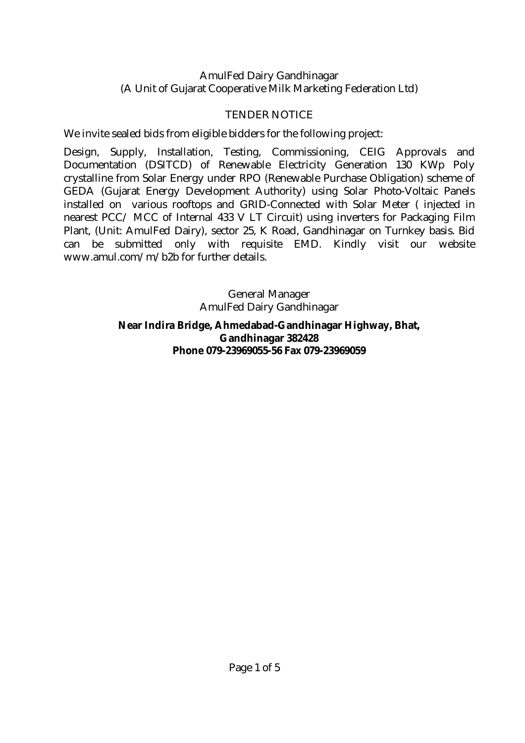AmulFed Dairy Gandhinagar
(A Unit of Gujarat Cooperative Milk Marketing Federation Ltd)

## TENDER NOTICE

We invite sealed bids from eligible bidders for the following project:

Design, Supply, Installation, Testing, Commissioning, CEIG Approvals and Documentation (DSITCD) of Renewable Electricity Generation 130 KWp Poly crystalline from Solar Energy under RPO (Renewable Purchase Obligation) scheme of GEDA (Gujarat Energy Development Authority) using Solar Photo-Voltaic Panels installed on various rooftops and GRID-Connected with Solar Meter ( injected in nearest PCC/ MCC of Internal 433 V LT Circuit) using inverters for Packaging Film Plant, (Unit: AmulFed Dairy), sector 25, K Road, Gandhinagar on Turnkey basis. Bid can be submitted only with requisite EMD. Kindly visit our website www.amul.com/m/b2b for further details.

General Manager
AmulFed Dairy Gandhinagar

**Near Indira Bridge, Ahmedabad-Gandhinagar Highway, Bhat, Gandhinagar 382428**
**Phone 079-23969055-56 Fax 079-23969059**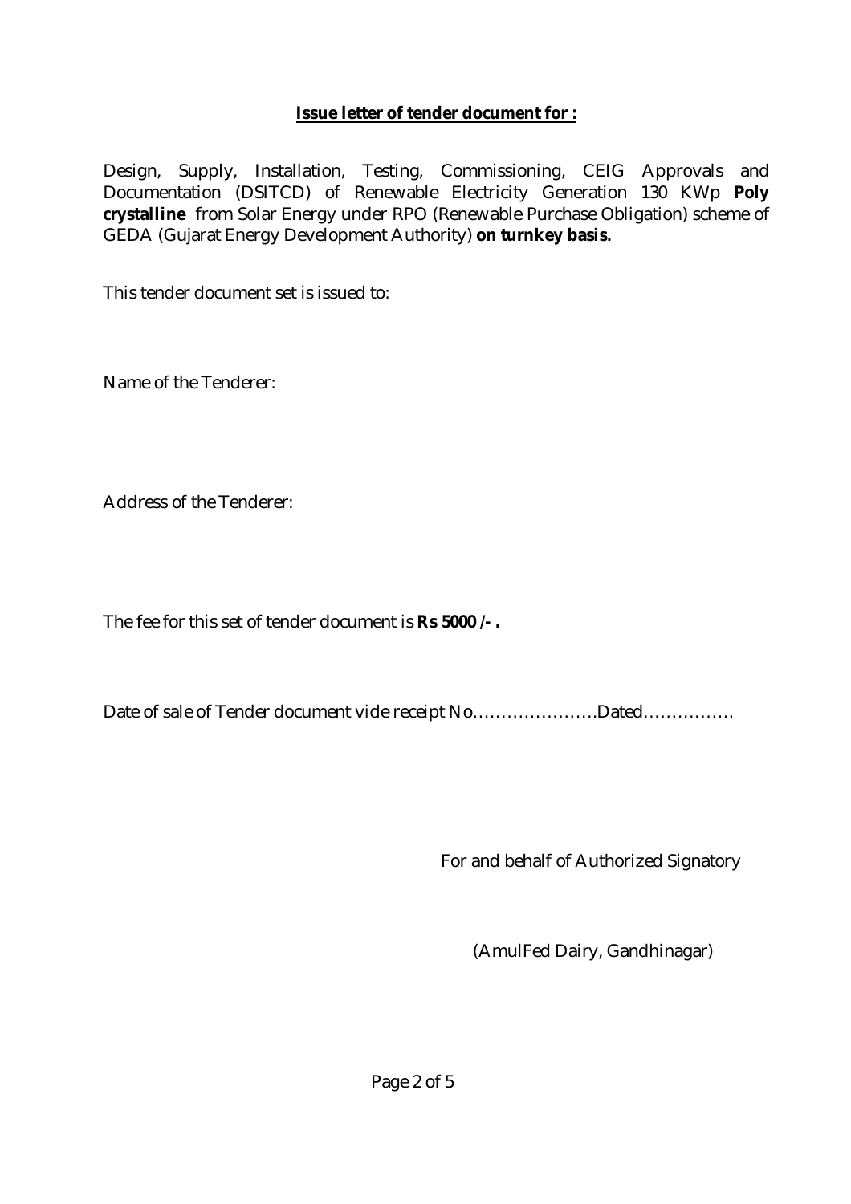## Issue letter of tender document for :

Design, Supply, Installation, Testing, Commissioning, CEIG Approvals and Documentation (DSITCD) of Renewable Electricity Generation 130 KWp **Poly crystalline** from Solar Energy under RPO (Renewable Purchase Obligation) scheme of GEDA (Gujarat Energy Development Authority) **on turnkey basis.**

This tender document set is issued to:

Name of the Tenderer:

Address of the Tenderer:

The fee for this set of tender document is **Rs 5000 /- .**

Date of sale of Tender document vide receipt No………………….Dated…………….

For and behalf of Authorized Signatory

(AmulFed Dairy, Gandhinagar)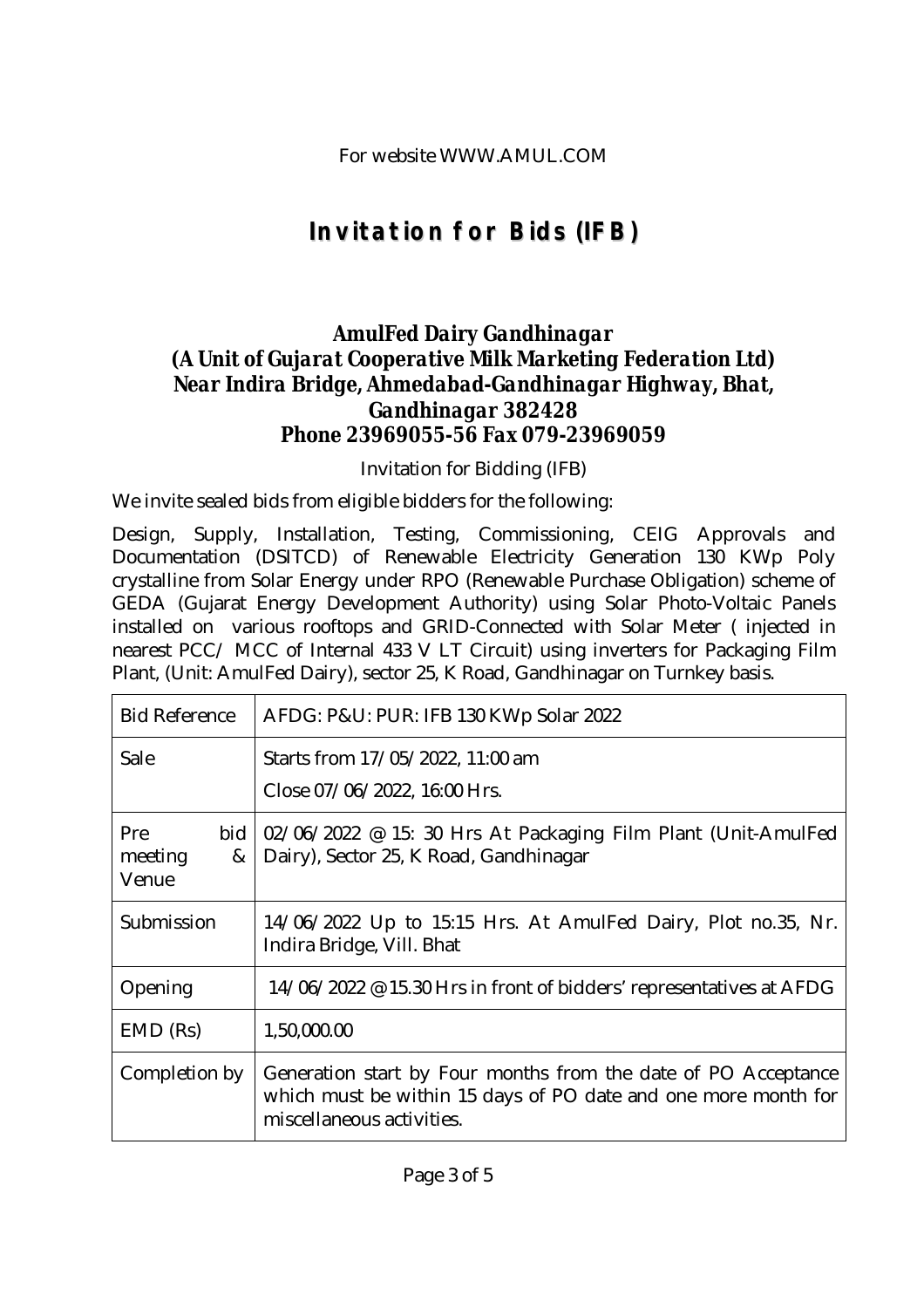For website WWW.AMUL.COM

# Invitation for Bids (IFB)

### *AmulFed Dairy Gandhinagar*
### *(A Unit of Gujarat Cooperative Milk Marketing Federation Ltd)*
### *Near Indira Bridge, Ahmedabad-Gandhinagar Highway, Bhat, Gandhinagar 382428*
### **Phone 23969055-56 Fax 079-23969059**

Invitation for Bidding (IFB)

We invite sealed bids from eligible bidders for the following:

Design, Supply, Installation, Testing, Commissioning, CEIG Approvals and Documentation (DSITCD) of Renewable Electricity Generation 130 KWp Poly crystalline from Solar Energy under RPO (Renewable Purchase Obligation) scheme of GEDA (Gujarat Energy Development Authority) using Solar Photo-Voltaic Panels installed on various rooftops and GRID-Connected with Solar Meter ( injected in nearest PCC/ MCC of Internal 433 V LT Circuit) using inverters for Packaging Film Plant, (Unit: AmulFed Dairy), sector 25, K Road, Gandhinagar on Turnkey basis.

| Bid Reference | AFDG: P&U: PUR: IFB 130 KWp Solar 2022 |
|---|---|
| Sale | Starts from 17/05/2022, 11:00 am<br>Close 07/06/2022, 16:00 Hrs. |
| Pre bid meeting & Venue | 02/06/2022 @ 15: 30 Hrs At Packaging Film Plant (Unit-AmulFed Dairy), Sector 25, K Road, Gandhinagar |
| Submission | 14/06/2022 Up to 15:15 Hrs. At AmulFed Dairy, Plot no.35, Nr. Indira Bridge, Vill. Bhat |
| Opening | 14/06/2022 @ 15.30 Hrs in front of bidders' representatives at AFDG |
| EMD (Rs) | 1,50,000.00 |
| Completion by | Generation start by Four months from the date of PO Acceptance which must be within 15 days of PO date and one more month for miscellaneous activities. |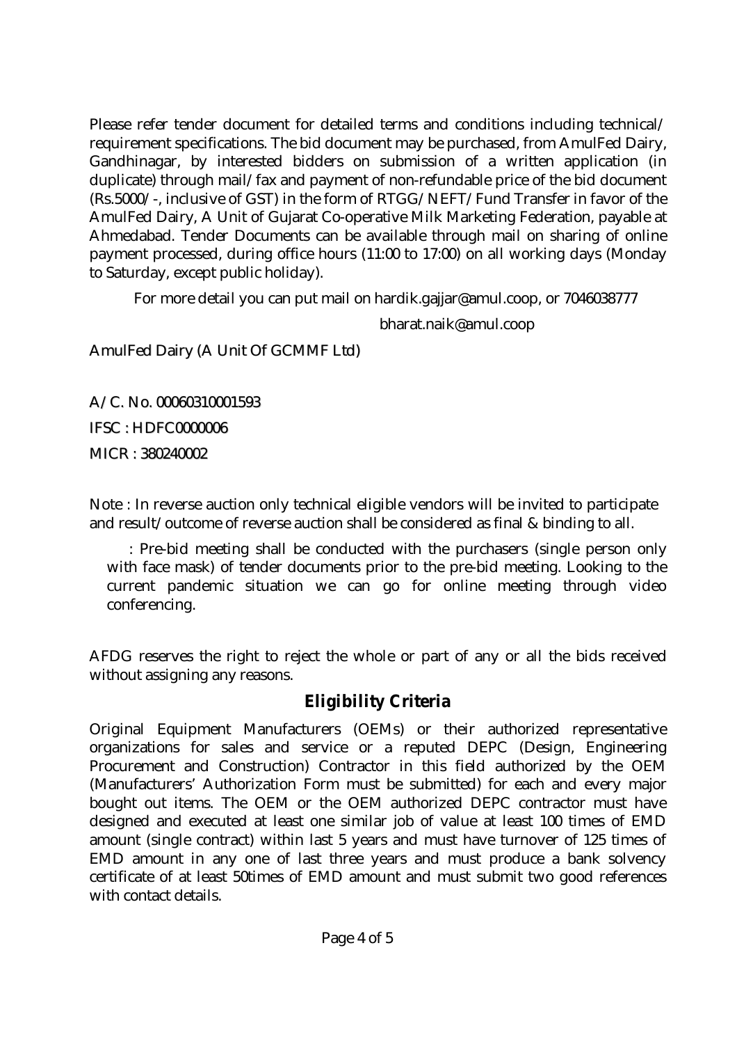Please refer tender document for detailed terms and conditions including technical/ requirement specifications. The bid document may be purchased, from AmulFed Dairy, Gandhinagar, by interested bidders on submission of a written application (in duplicate) through mail/fax and payment of non-refundable price of the bid document (Rs.5000/-, inclusive of GST) in the form of RTGG/NEFT/Fund Transfer in favor of the AmulFed Dairy, A Unit of Gujarat Co-operative Milk Marketing Federation, payable at Ahmedabad. Tender Documents can be available through mail on sharing of online payment processed, during office hours (11:00 to 17:00) on all working days (Monday to Saturday, except public holiday).

For more detail you can put mail on hardik.gajjar@amul.coop, or 7046038777

bharat.naik@amul.coop

AmulFed Dairy (A Unit Of GCMMF Ltd)

A/C. No. 00060310001593

IFSC : HDFC0000006

MICR : 380240002

Note : In reverse auction only technical eligible vendors will be invited to participate and result/outcome of reverse auction shall be considered as final & binding to all.

: Pre-bid meeting shall be conducted with the purchasers (single person only with face mask) of tender documents prior to the pre-bid meeting. Looking to the current pandemic situation we can go for online meeting through video conferencing.

AFDG reserves the right to reject the whole or part of any or all the bids received without assigning any reasons.

## Eligibility Criteria

Original Equipment Manufacturers (OEMs) or their authorized representative organizations for sales and service or a reputed DEPC (Design, Engineering Procurement and Construction) Contractor in this field authorized by the OEM (Manufacturers' Authorization Form must be submitted) for each and every major bought out items. The OEM or the OEM authorized DEPC contractor must have designed and executed at least one similar job of value at least 100 times of EMD amount (single contract) within last 5 years and must have turnover of 125 times of EMD amount in any one of last three years and must produce a bank solvency certificate of at least 50times of EMD amount and must submit two good references with contact details.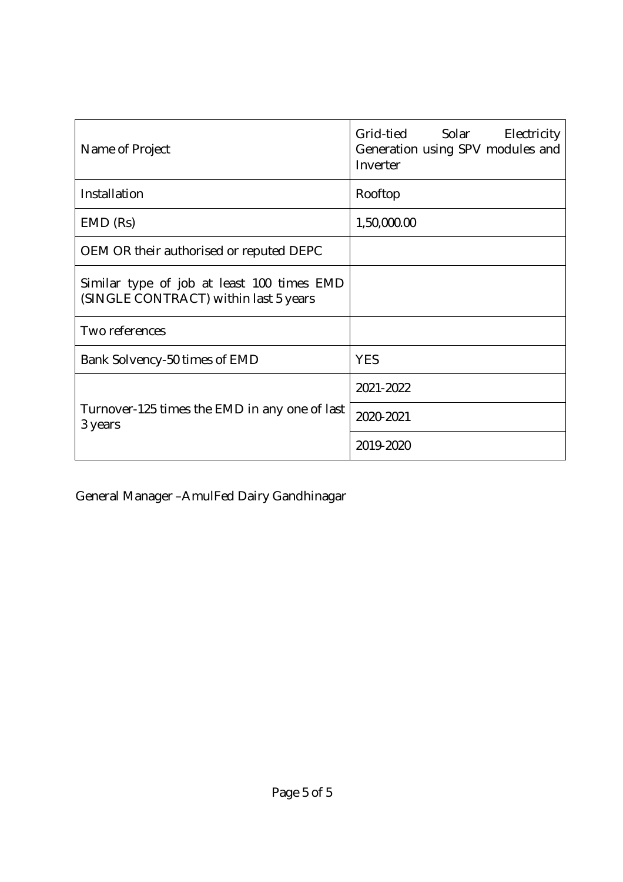| | |
|---|---|
| Name of Project | Grid-tied Solar Electricity Generation using SPV modules and Inverter |
| Installation | Rooftop |
| EMD (Rs) | 1,50,000.00 |
| OEM OR their authorised or reputed DEPC | |
| Similar type of job at least 100 times EMD (SINGLE CONTRACT) within last 5 years | |
| Two references | |
| Bank Solvency-50 times of EMD | YES |
| Turnover-125 times the EMD in any one of last 3 years | 2021-2022 |
| | 2020-2021 |
| | 2019-2020 |

General Manager –AmulFed Dairy Gandhinagar